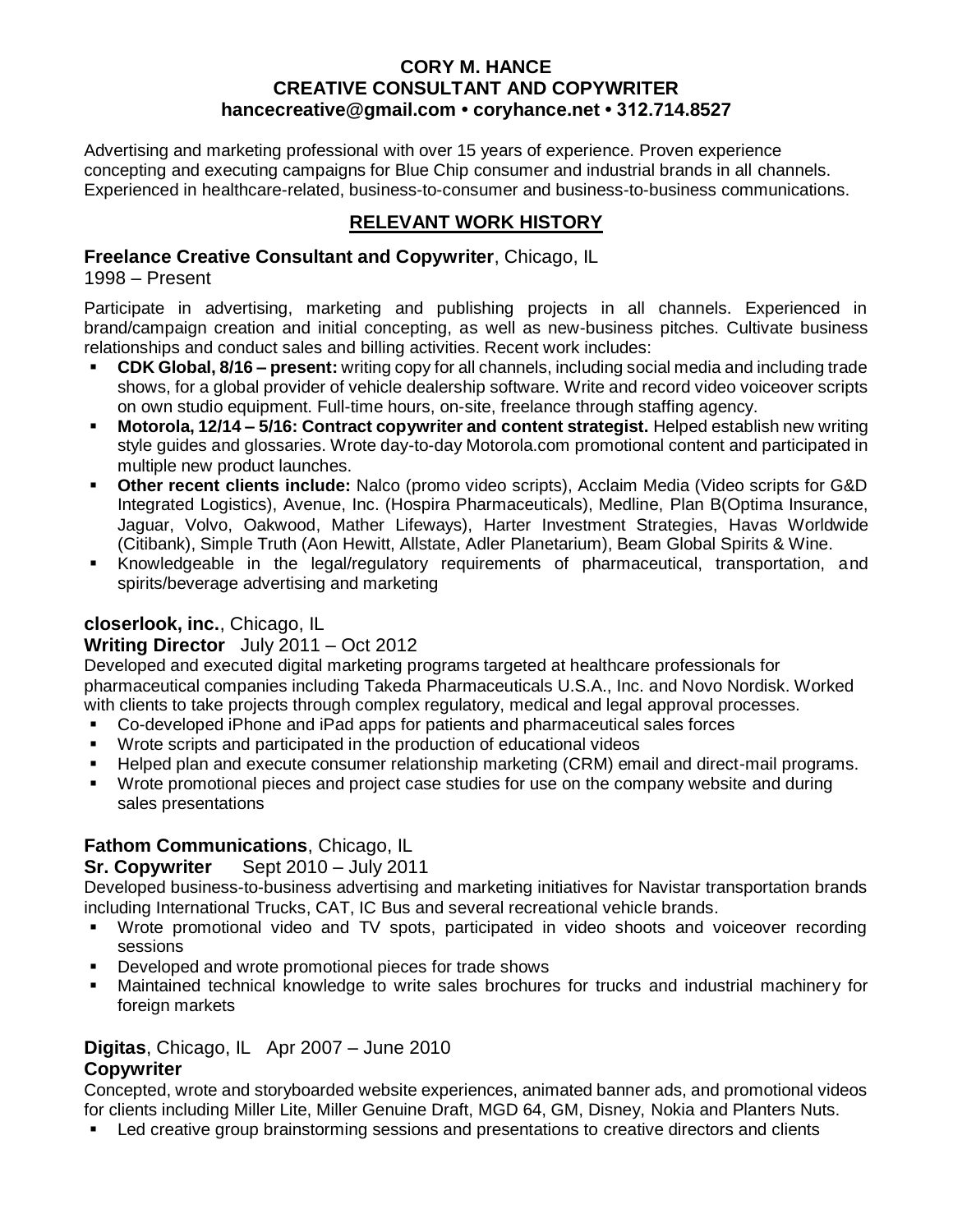# CORY M. HANCE
## CREATIVE CONSULTANT AND COPYWRITER
**hancecreative@gmail.com • coryhance.net • 312.714.8527**

Advertising and marketing professional with over 15 years of experience. Proven experience concepting and executing campaigns for Blue Chip consumer and industrial brands in all channels. Experienced in healthcare-related, business-to-consumer and business-to-business communications.

## RELEVANT WORK HISTORY

**Freelance Creative Consultant and Copywriter**, Chicago, IL
1998 – Present

Participate in advertising, marketing and publishing projects in all channels. Experienced in brand/campaign creation and initial concepting, as well as new-business pitches. Cultivate business relationships and conduct sales and billing activities. Recent work includes:

- **CDK Global, 8/16 – present:** writing copy for all channels, including social media and including trade shows, for a global provider of vehicle dealership software. Write and record video voiceover scripts on own studio equipment. Full-time hours, on-site, freelance through staffing agency.
- **Motorola, 12/14 – 5/16: Contract copywriter and content strategist.** Helped establish new writing style guides and glossaries. Wrote day-to-day Motorola.com promotional content and participated in multiple new product launches.
- **Other recent clients include:** Nalco (promo video scripts), Acclaim Media (Video scripts for G&D Integrated Logistics), Avenue, Inc. (Hospira Pharmaceuticals), Medline, Plan B(Optima Insurance, Jaguar, Volvo, Oakwood, Mather Lifeways), Harter Investment Strategies, Havas Worldwide (Citibank), Simple Truth (Aon Hewitt, Allstate, Adler Planetarium), Beam Global Spirits & Wine.
- Knowledgeable in the legal/regulatory requirements of pharmaceutical, transportation, and spirits/beverage advertising and marketing

**closerlook, inc.**, Chicago, IL
**Writing Director** July 2011 – Oct 2012
Developed and executed digital marketing programs targeted at healthcare professionals for pharmaceutical companies including Takeda Pharmaceuticals U.S.A., Inc. and Novo Nordisk. Worked with clients to take projects through complex regulatory, medical and legal approval processes.

- Co-developed iPhone and iPad apps for patients and pharmaceutical sales forces
- Wrote scripts and participated in the production of educational videos
- Helped plan and execute consumer relationship marketing (CRM) email and direct-mail programs.
- Wrote promotional pieces and project case studies for use on the company website and during sales presentations

**Fathom Communications**, Chicago, IL
**Sr. Copywriter** Sept 2010 – July 2011
Developed business-to-business advertising and marketing initiatives for Navistar transportation brands including International Trucks, CAT, IC Bus and several recreational vehicle brands.

- Wrote promotional video and TV spots, participated in video shoots and voiceover recording sessions
- Developed and wrote promotional pieces for trade shows
- Maintained technical knowledge to write sales brochures for trucks and industrial machinery for foreign markets

**Digitas**, Chicago, IL Apr 2007 – June 2010
**Copywriter**
Concepted, wrote and storyboarded website experiences, animated banner ads, and promotional videos for clients including Miller Lite, Miller Genuine Draft, MGD 64, GM, Disney, Nokia and Planters Nuts.

- Led creative group brainstorming sessions and presentations to creative directors and clients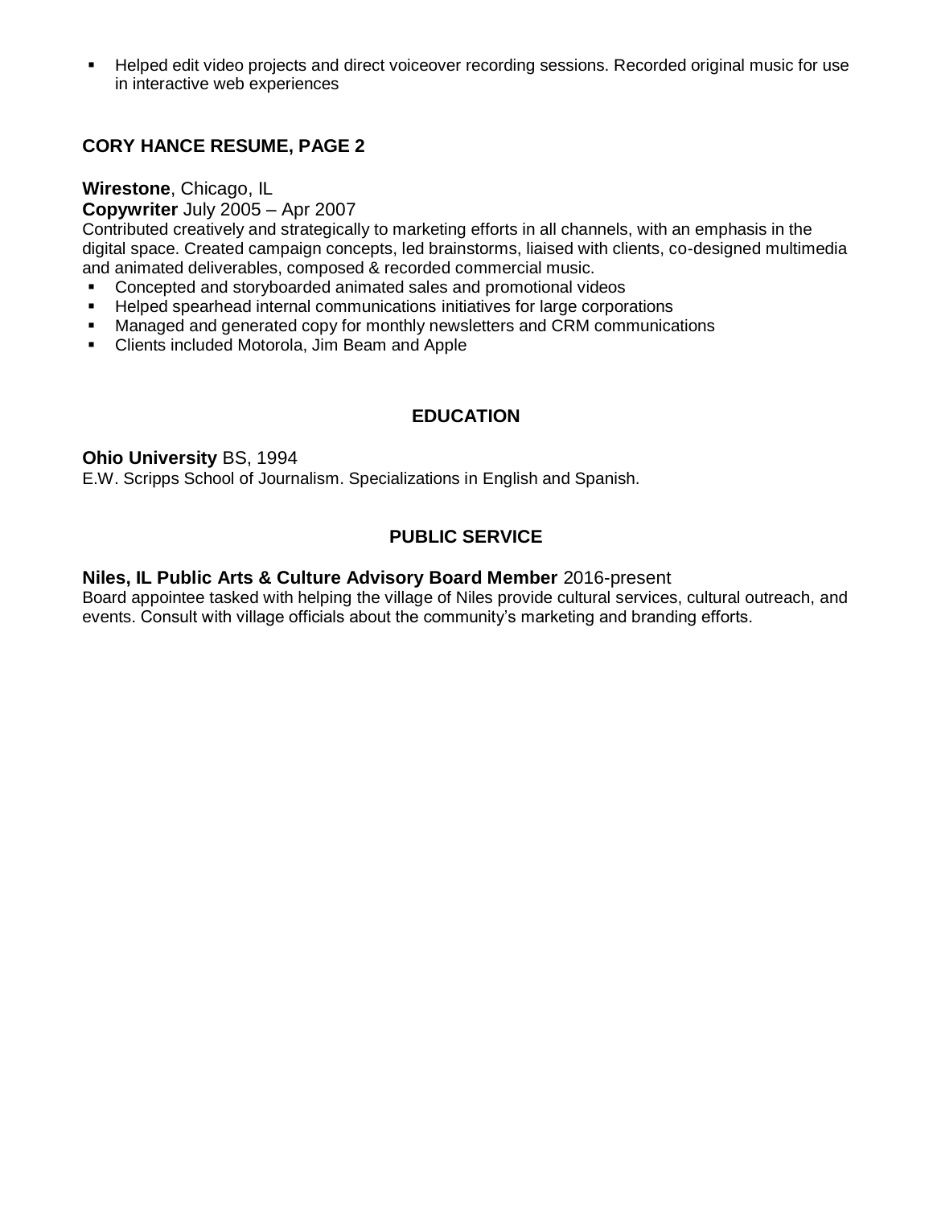- Helped edit video projects and direct voiceover recording sessions. Recorded original music for use in interactive web experiences

**CORY HANCE RESUME, PAGE 2**

**Wirestone**, Chicago, IL
**Copywriter** July 2005 – Apr 2007
Contributed creatively and strategically to marketing efforts in all channels, with an emphasis in the digital space. Created campaign concepts, led brainstorms, liaised with clients, co-designed multimedia and animated deliverables, composed & recorded commercial music.

- Concepted and storyboarded animated sales and promotional videos
- Helped spearhead internal communications initiatives for large corporations
- Managed and generated copy for monthly newsletters and CRM communications
- Clients included Motorola, Jim Beam and Apple

## EDUCATION

**Ohio University** BS, 1994
E.W. Scripps School of Journalism. Specializations in English and Spanish.

## PUBLIC SERVICE

**Niles, IL Public Arts & Culture Advisory Board Member** 2016-present
Board appointee tasked with helping the village of Niles provide cultural services, cultural outreach, and events. Consult with village officials about the community's marketing and branding efforts.